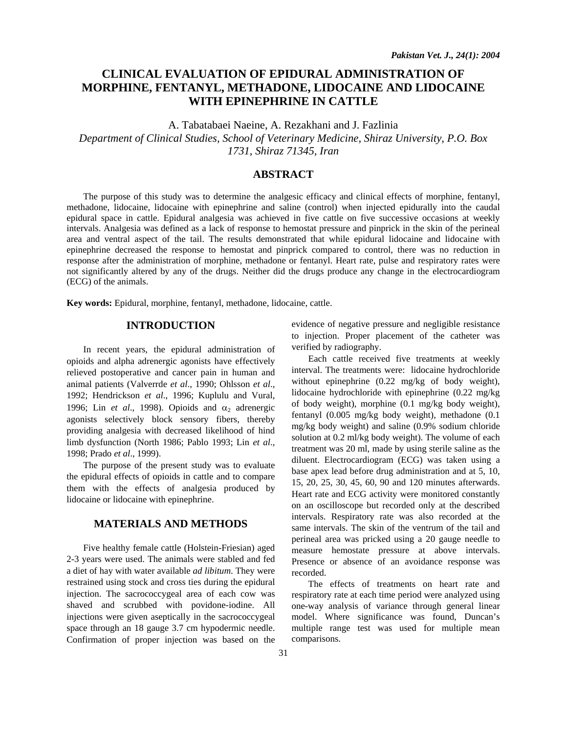# CLINICAL EVALUATION OF EPIDURAL ADMINISTRATION OF MORPHINE, FENTANYL, METHADONE, LIDOCAINE AND LIDOCAINE WITH EPINEPHRINE IN CATTLE

A. Tabatabaei Naeine, A. Rezakhani and J. Fazlinia

*Department of Clinical Studies, School of Veterinary Medicine, Shiraz University, P.O. Box 1731, Shiraz 71345, Iran*

## ABSTRACT

The purpose of this study was to determine the analgesic efficacy and clinical effects of morphine, fentanyl, methadone, lidocaine, lidocaine with epinephrine and saline (control) when injected epidurally into the caudal epidural space in cattle. Epidural analgesia was achieved in five cattle on five successive occasions at weekly intervals. Analgesia was defined as a lack of response to hemostat pressure and pinprick in the skin of the perineal area and ventral aspect of the tail. The results demonstrated that while epidural lidocaine and lidocaine with epinephrine decreased the response to hemostat and pinprick compared to control, there was no reduction in response after the administration of morphine, methadone or fentanyl. Heart rate, pulse and respiratory rates were not significantly altered by any of the drugs. Neither did the drugs produce any change in the electrocardiogram (ECG) of the animals.

**Key words:** Epidural, morphine, fentanyl, methadone, lidocaine, cattle.

## INTRODUCTION

In recent years, the epidural administration of opioids and alpha adrenergic agonists have effectively relieved postoperative and cancer pain in human and animal patients (Valverrde *et al*., 1990; Ohlsson *et al*., 1992; Hendrickson *et al*., 1996; Kuplulu and Vural, 1996; Lin *et al*., 1998). Opioids and $\alpha_2$ adrenergic agonists selectively block sensory fibers, thereby providing analgesia with decreased likelihood of hind limb dysfunction (North 1986; Pablo 1993; Lin *et al*., 1998; Prado *et al*., 1999).

The purpose of the present study was to evaluate the epidural effects of opioids in cattle and to compare them with the effects of analgesia produced by lidocaine or lidocaine with epinephrine.

## MATERIALS AND METHODS

Five healthy female cattle (Holstein-Friesian) aged 2-3 years were used. The animals were stabled and fed a diet of hay with water available *ad libitum*. They were restrained using stock and cross ties during the epidural injection. The sacrococcygeal area of each cow was shaved and scrubbed with povidone-iodine. All injections were given aseptically in the sacrococcygeal space through an 18 gauge 3.7 cm hypodermic needle. Confirmation of proper injection was based on the evidence of negative pressure and negligible resistance to injection. Proper placement of the catheter was verified by radiography.

Each cattle received five treatments at weekly interval. The treatments were: lidocaine hydrochloride without epinephrine (0.22 mg/kg of body weight), lidocaine hydrochloride with epinephrine (0.22 mg/kg of body weight), morphine (0.1 mg/kg body weight), fentanyl (0.005 mg/kg body weight), methadone (0.1 mg/kg body weight) and saline (0.9% sodium chloride solution at 0.2 ml/kg body weight). The volume of each treatment was 20 ml, made by using sterile saline as the diluent. Electrocardiogram (ECG) was taken using a base apex lead before drug administration and at 5, 10, 15, 20, 25, 30, 45, 60, 90 and 120 minutes afterwards. Heart rate and ECG activity were monitored constantly on an oscilloscope but recorded only at the described intervals. Respiratory rate was also recorded at the same intervals. The skin of the ventrum of the tail and perineal area was pricked using a 20 gauge needle to measure hemostate pressure at above intervals. Presence or absence of an avoidance response was recorded.

The effects of treatments on heart rate and respiratory rate at each time period were analyzed using one-way analysis of variance through general linear model. Where significance was found, Duncan's multiple range test was used for multiple mean comparisons.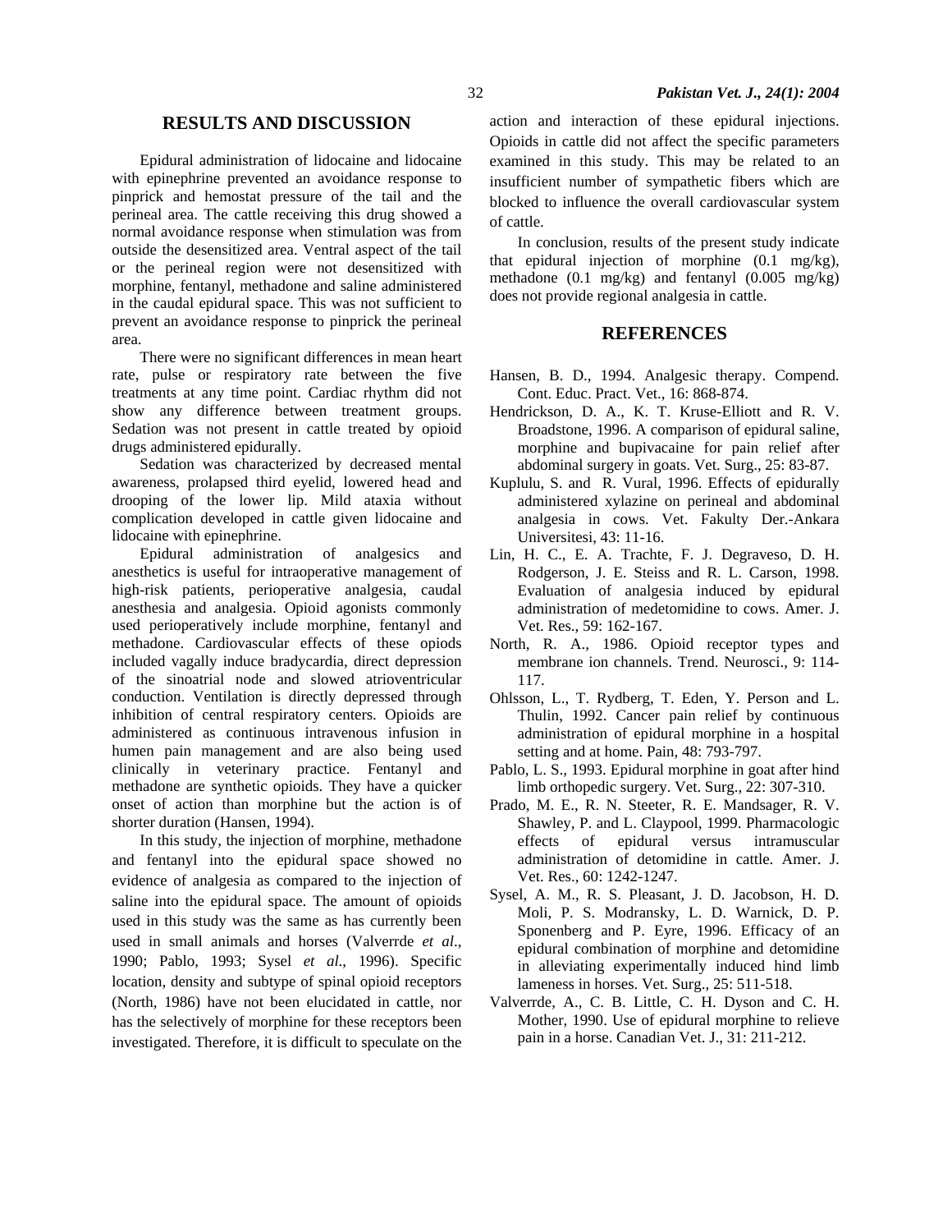## RESULTS AND DISCUSSION

Epidural administration of lidocaine and lidocaine with epinephrine prevented an avoidance response to pinprick and hemostat pressure of the tail and the perineal area. The cattle receiving this drug showed a normal avoidance response when stimulation was from outside the desensitized area. Ventral aspect of the tail or the perineal region were not desensitized with morphine, fentanyl, methadone and saline administered in the caudal epidural space. This was not sufficient to prevent an avoidance response to pinprick the perineal area.

There were no significant differences in mean heart rate, pulse or respiratory rate between the five treatments at any time point. Cardiac rhythm did not show any difference between treatment groups. Sedation was not present in cattle treated by opioid drugs administered epidurally.

Sedation was characterized by decreased mental awareness, prolapsed third eyelid, lowered head and drooping of the lower lip. Mild ataxia without complication developed in cattle given lidocaine and lidocaine with epinephrine.

Epidural administration of analgesics and anesthetics is useful for intraoperative management of high-risk patients, perioperative analgesia, caudal anesthesia and analgesia. Opioid agonists commonly used perioperatively include morphine, fentanyl and methadone. Cardiovascular effects of these opiods included vagally induce bradycardia, direct depression of the sinoatrial node and slowed atrioventricular conduction. Ventilation is directly depressed through inhibition of central respiratory centers. Opioids are administered as continuous intravenous infusion in humen pain management and are also being used clinically in veterinary practice. Fentanyl and methadone are synthetic opioids. They have a quicker onset of action than morphine but the action is of shorter duration (Hansen, 1994).

In this study, the injection of morphine, methadone and fentanyl into the epidural space showed no evidence of analgesia as compared to the injection of saline into the epidural space. The amount of opioids used in this study was the same as has currently been used in small animals and horses (Valverrde *et al*., 1990; Pablo, 1993; Sysel *et al*., 1996). Specific location, density and subtype of spinal opioid receptors (North, 1986) have not been elucidated in cattle, nor has the selectively of morphine for these receptors been investigated. Therefore, it is difficult to speculate on the action and interaction of these epidural injections. Opioids in cattle did not affect the specific parameters examined in this study. This may be related to an insufficient number of sympathetic fibers which are blocked to influence the overall cardiovascular system of cattle.

In conclusion, results of the present study indicate that epidural injection of morphine (0.1 mg/kg), methadone (0.1 mg/kg) and fentanyl (0.005 mg/kg) does not provide regional analgesia in cattle.

## REFERENCES

Hansen, B. D., 1994. Analgesic therapy. Compend. Cont. Educ. Pract. Vet., 16: 868-874.

Hendrickson, D. A., K. T. Kruse-Elliott and R. V. Broadstone, 1996. A comparison of epidural saline, morphine and bupivacaine for pain relief after abdominal surgery in goats. Vet. Surg., 25: 83-87.

Kuplulu, S. and R. Vural, 1996. Effects of epidurally administered xylazine on perineal and abdominal analgesia in cows. Vet. Fakulty Der.-Ankara Universitesi, 43: 11-16.

Lin, H. C., E. A. Trachte, F. J. Degraveso, D. H. Rodgerson, J. E. Steiss and R. L. Carson, 1998. Evaluation of analgesia induced by epidural administration of medetomidine to cows. Amer. J. Vet. Res., 59: 162-167.

North, R. A., 1986. Opioid receptor types and membrane ion channels. Trend. Neurosci., 9: 114-117.

Ohlsson, L., T. Rydberg, T. Eden, Y. Person and L. Thulin, 1992. Cancer pain relief by continuous administration of epidural morphine in a hospital setting and at home. Pain, 48: 793-797.

Pablo, L. S., 1993. Epidural morphine in goat after hind limb orthopedic surgery. Vet. Surg., 22: 307-310.

Prado, M. E., R. N. Steeter, R. E. Mandsager, R. V. Shawley, P. and L. Claypool, 1999. Pharmacologic effects of epidural versus intramuscular administration of detomidine in cattle. Amer. J. Vet. Res., 60: 1242-1247.

Sysel, A. M., R. S. Pleasant, J. D. Jacobson, H. D. Moli, P. S. Modransky, L. D. Warnick, D. P. Sponenberg and P. Eyre, 1996. Efficacy of an epidural combination of morphine and detomidine in alleviating experimentally induced hind limb lameness in horses. Vet. Surg., 25: 511-518.

Valverrde, A., C. B. Little, C. H. Dyson and C. H. Mother, 1990. Use of epidural morphine to relieve pain in a horse. Canadian Vet. J., 31: 211-212.